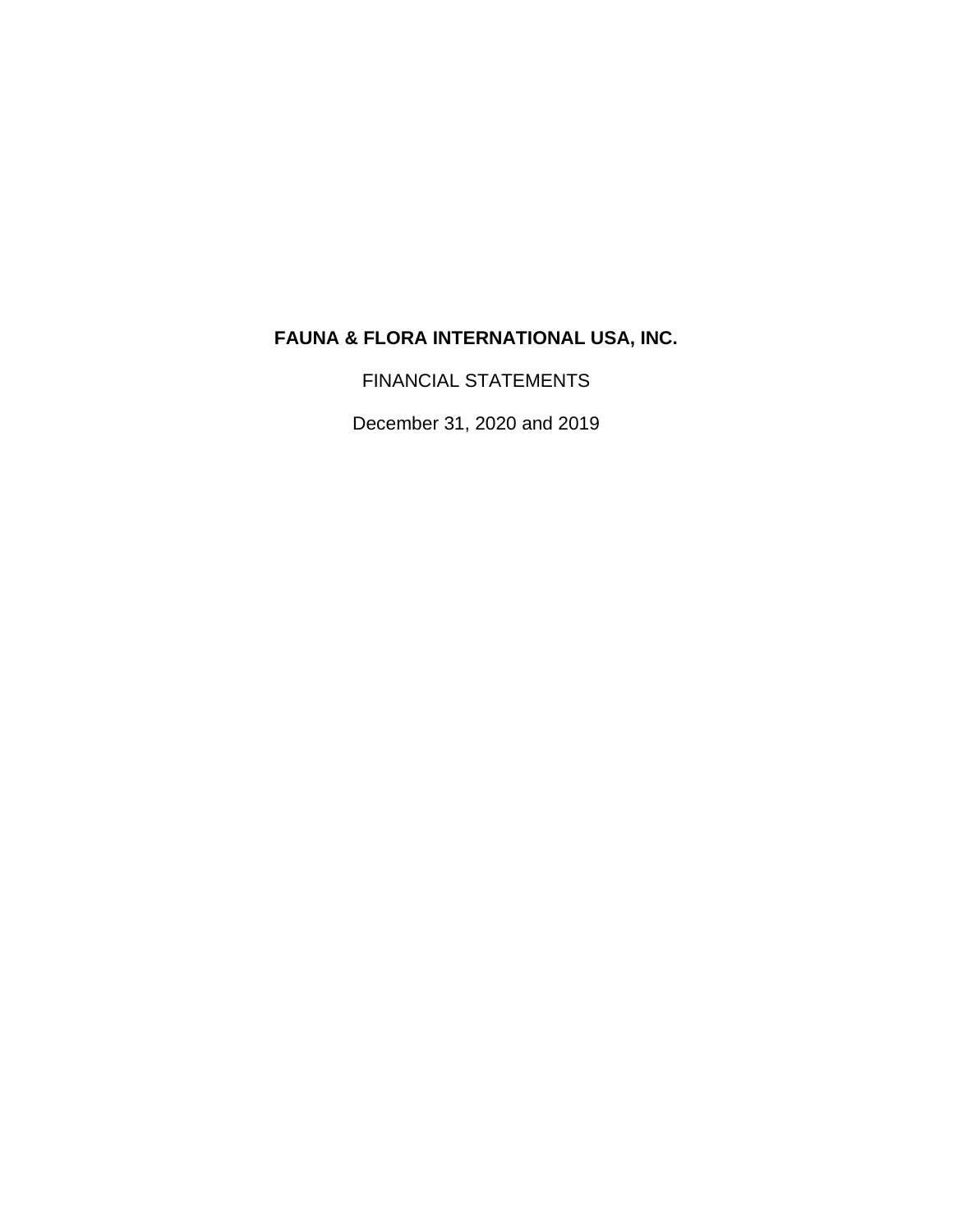# FAUNA & FLORA INTERNATIONAL USA, INC.

FINANCIAL STATEMENTS

December 31, 2020 and 2019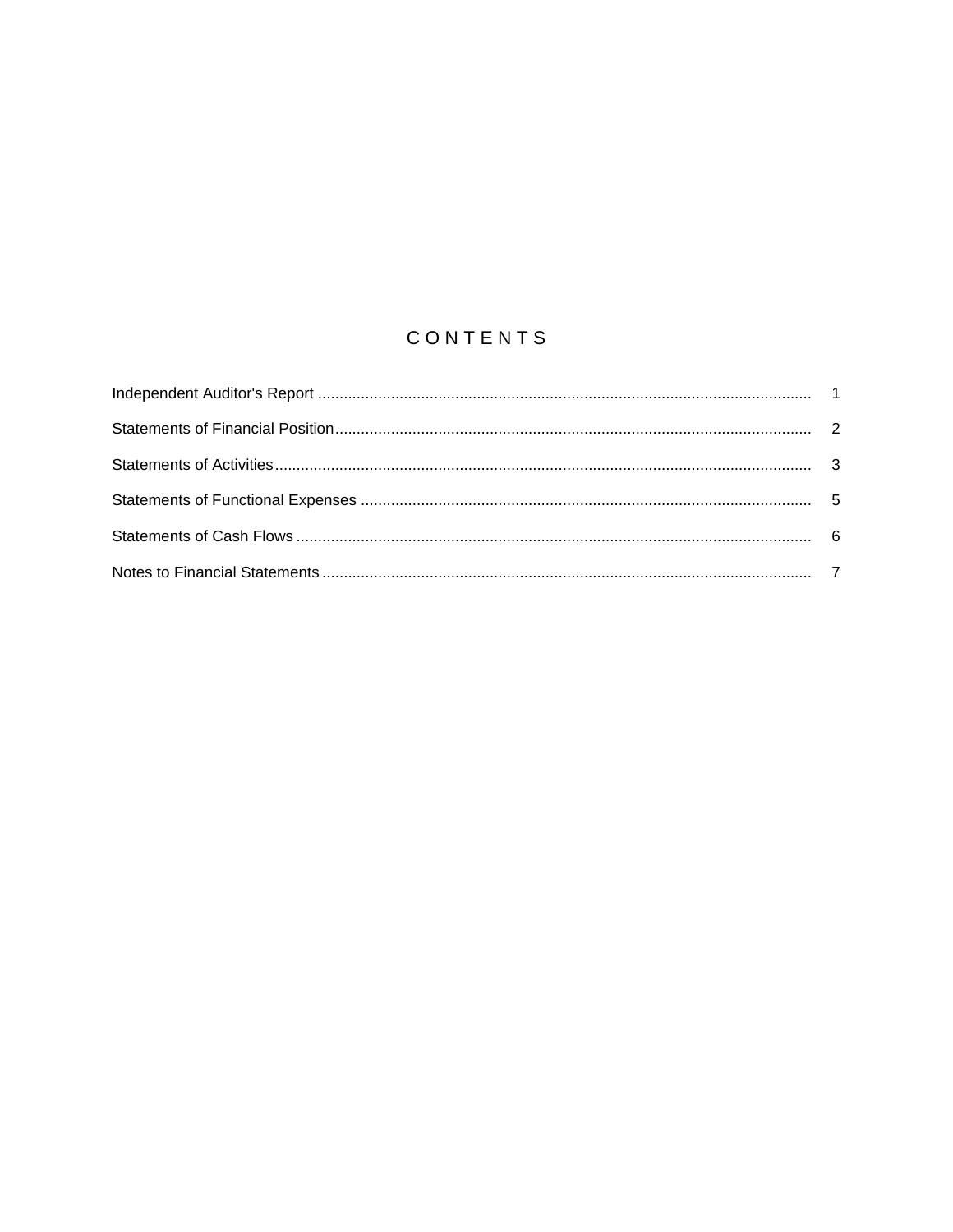# CONTENTS

| | |
|---|---|
| Independent Auditor's Report | 1 |
| Statements of Financial Position | 2 |
| Statements of Activities | 3 |
| Statements of Functional Expenses | 5 |
| Statements of Cash Flows | 6 |
| Notes to Financial Statements | 7 |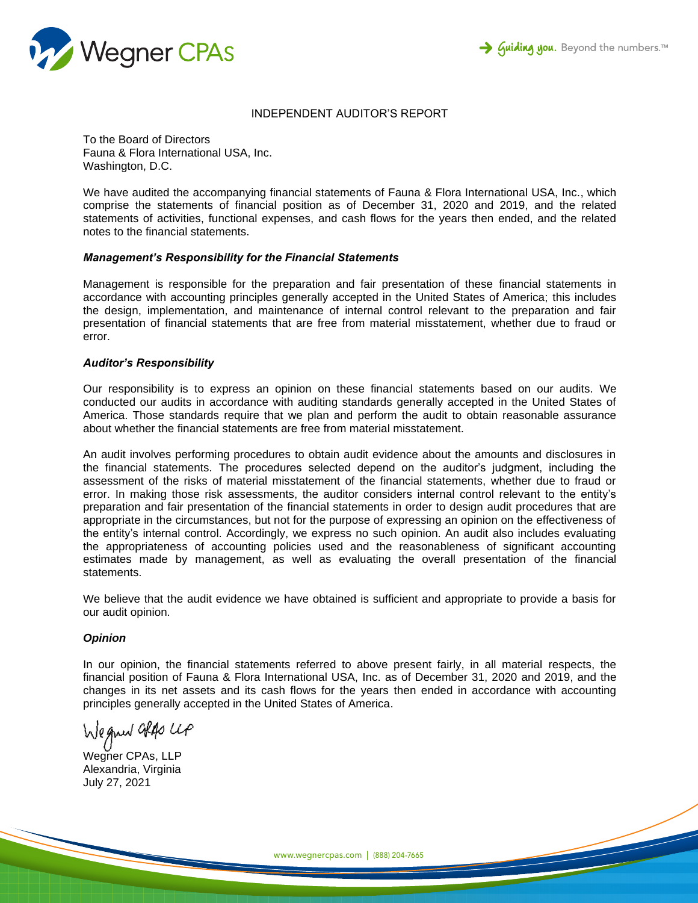# INDEPENDENT AUDITOR'S REPORT

To the Board of Directors
Fauna & Flora International USA, Inc.
Washington, D.C.

We have audited the accompanying financial statements of Fauna & Flora International USA, Inc., which comprise the statements of financial position as of December 31, 2020 and 2019, and the related statements of activities, functional expenses, and cash flows for the years then ended, and the related notes to the financial statements.

***Management's Responsibility for the Financial Statements***

Management is responsible for the preparation and fair presentation of these financial statements in accordance with accounting principles generally accepted in the United States of America; this includes the design, implementation, and maintenance of internal control relevant to the preparation and fair presentation of financial statements that are free from material misstatement, whether due to fraud or error.

***Auditor's Responsibility***

Our responsibility is to express an opinion on these financial statements based on our audits. We conducted our audits in accordance with auditing standards generally accepted in the United States of America. Those standards require that we plan and perform the audit to obtain reasonable assurance about whether the financial statements are free from material misstatement.

An audit involves performing procedures to obtain audit evidence about the amounts and disclosures in the financial statements. The procedures selected depend on the auditor's judgment, including the assessment of the risks of material misstatement of the financial statements, whether due to fraud or error. In making those risk assessments, the auditor considers internal control relevant to the entity's preparation and fair presentation of the financial statements in order to design audit procedures that are appropriate in the circumstances, but not for the purpose of expressing an opinion on the effectiveness of the entity's internal control. Accordingly, we express no such opinion. An audit also includes evaluating the appropriateness of accounting policies used and the reasonableness of significant accounting estimates made by management, as well as evaluating the overall presentation of the financial statements.

We believe that the audit evidence we have obtained is sufficient and appropriate to provide a basis for our audit opinion.

***Opinion***

In our opinion, the financial statements referred to above present fairly, in all material respects, the financial position of Fauna & Flora International USA, Inc. as of December 31, 2020 and 2019, and the changes in its net assets and its cash flows for the years then ended in accordance with accounting principles generally accepted in the United States of America.

Wegner CPAs, LLP
Alexandria, Virginia
July 27, 2021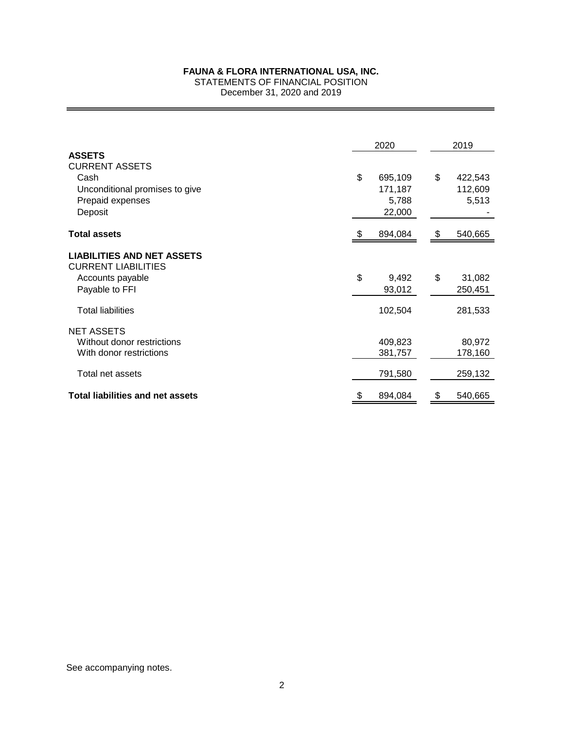# FAUNA & FLORA INTERNATIONAL USA, INC.

STATEMENTS OF FINANCIAL POSITION

December 31, 2020 and 2019

| | 2020 | 2019 |
|---|---|---|
| **ASSETS** | | |
| CURRENT ASSETS | | |
| Cash | $ 695,109 | $ 422,543 |
| Unconditional promises to give | 171,187 | 112,609 |
| Prepaid expenses | 5,788 | 5,513 |
| Deposit | 22,000 | - |
| **Total assets** | $ 894,084 | $ 540,665 |
| **LIABILITIES AND NET ASSETS** | | |
| CURRENT LIABILITIES | | |
| Accounts payable | $ 9,492 | $ 31,082 |
| Payable to FFI | 93,012 | 250,451 |
| Total liabilities | 102,504 | 281,533 |
| NET ASSETS | | |
| Without donor restrictions | 409,823 | 80,972 |
| With donor restrictions | 381,757 | 178,160 |
| Total net assets | 791,580 | 259,132 |
| **Total liabilities and net assets** | $ 894,084 | $ 540,665 |

See accompanying notes.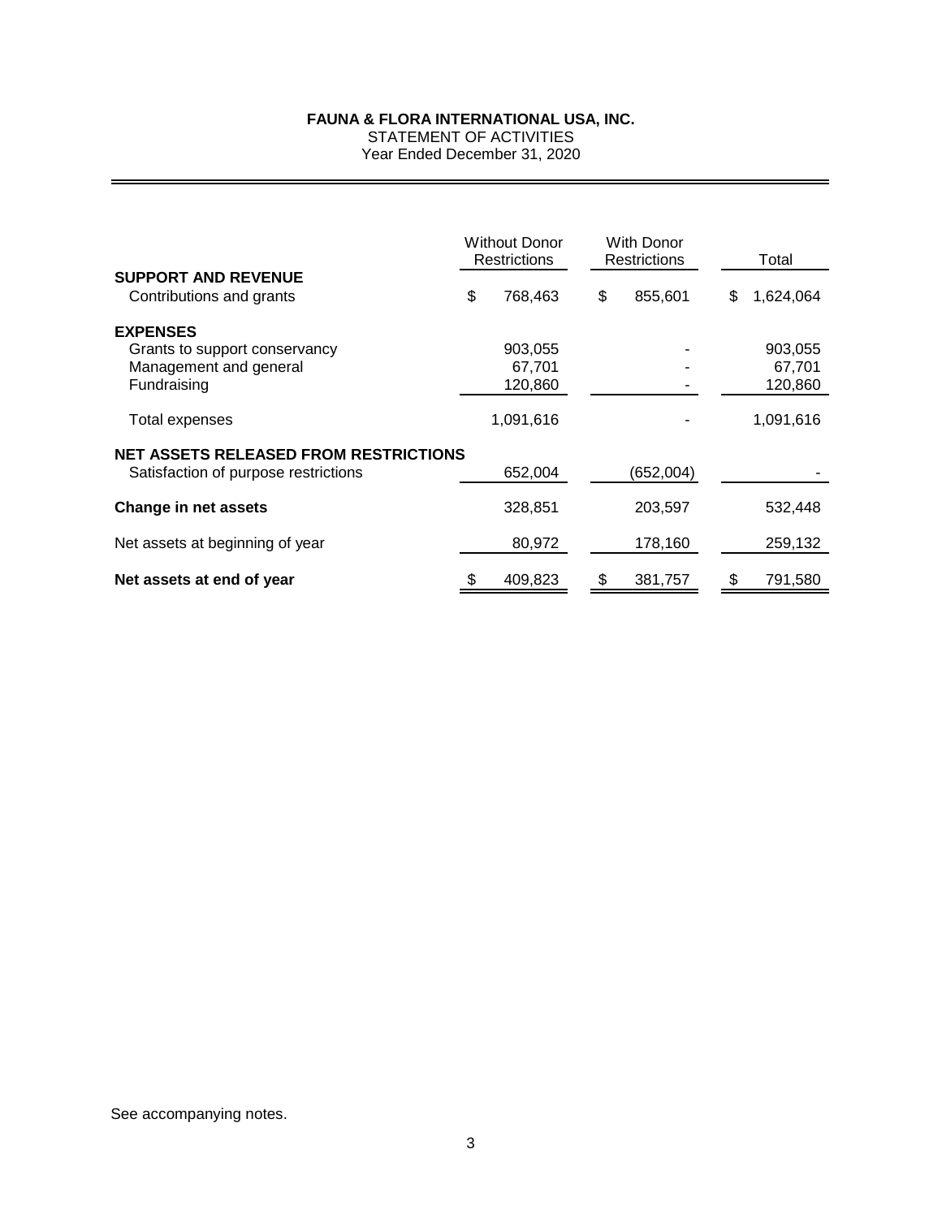**FAUNA & FLORA INTERNATIONAL USA, INC.**
STATEMENT OF ACTIVITIES
Year Ended December 31, 2020

| | Without Donor Restrictions | With Donor Restrictions | Total |
|---|---|---|---|
| **SUPPORT AND REVENUE** | | | |
| Contributions and grants | $ 768,463 | $ 855,601 | $ 1,624,064 |
| **EXPENSES** | | | |
| Grants to support conservancy | 903,055 | - | 903,055 |
| Management and general | 67,701 | - | 67,701 |
| Fundraising | 120,860 | - | 120,860 |
| Total expenses | 1,091,616 | - | 1,091,616 |
| **NET ASSETS RELEASED FROM RESTRICTIONS** | | | |
| Satisfaction of purpose restrictions | 652,004 | (652,004) | - |
| **Change in net assets** | 328,851 | 203,597 | 532,448 |
| Net assets at beginning of year | 80,972 | 178,160 | 259,132 |
| **Net assets at end of year** | $ 409,823 | $ 381,757 | $ 791,580 |

See accompanying notes.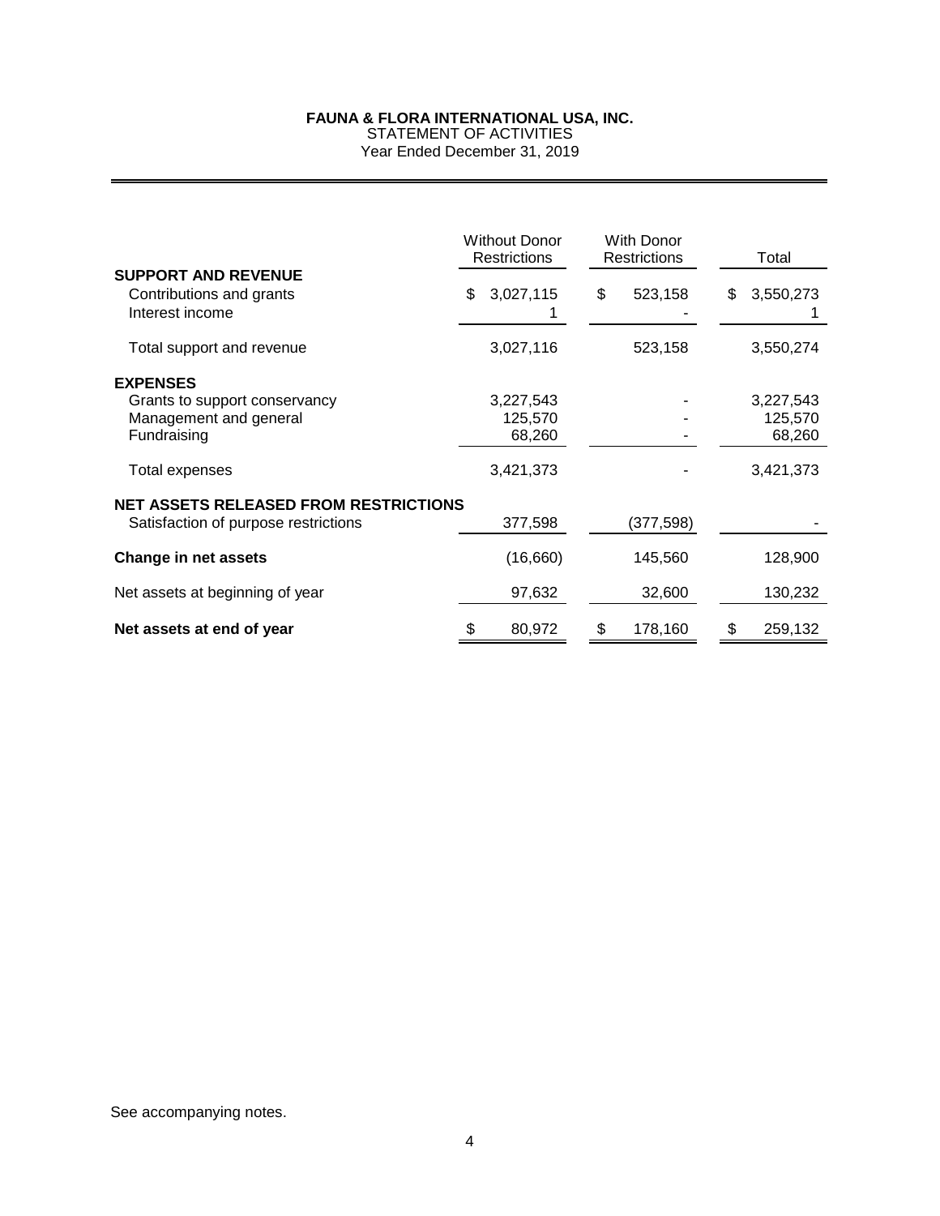**FAUNA & FLORA INTERNATIONAL USA, INC.**
STATEMENT OF ACTIVITIES
Year Ended December 31, 2019

| | Without Donor Restrictions | With Donor Restrictions | Total |
|---|---|---|---|
| **SUPPORT AND REVENUE** | | | |
| Contributions and grants | $ 3,027,115 | $ 523,158 | $ 3,550,273 |
| Interest income | 1 | - | 1 |
| Total support and revenue | 3,027,116 | 523,158 | 3,550,274 |
| **EXPENSES** | | | |
| Grants to support conservancy | 3,227,543 | - | 3,227,543 |
| Management and general | 125,570 | - | 125,570 |
| Fundraising | 68,260 | - | 68,260 |
| Total expenses | 3,421,373 | - | 3,421,373 |
| **NET ASSETS RELEASED FROM RESTRICTIONS** | | | |
| Satisfaction of purpose restrictions | 377,598 | (377,598) | - |
| **Change in net assets** | (16,660) | 145,560 | 128,900 |
| Net assets at beginning of year | 97,632 | 32,600 | 130,232 |
| **Net assets at end of year** | $ 80,972 | $ 178,160 | $ 259,132 |

See accompanying notes.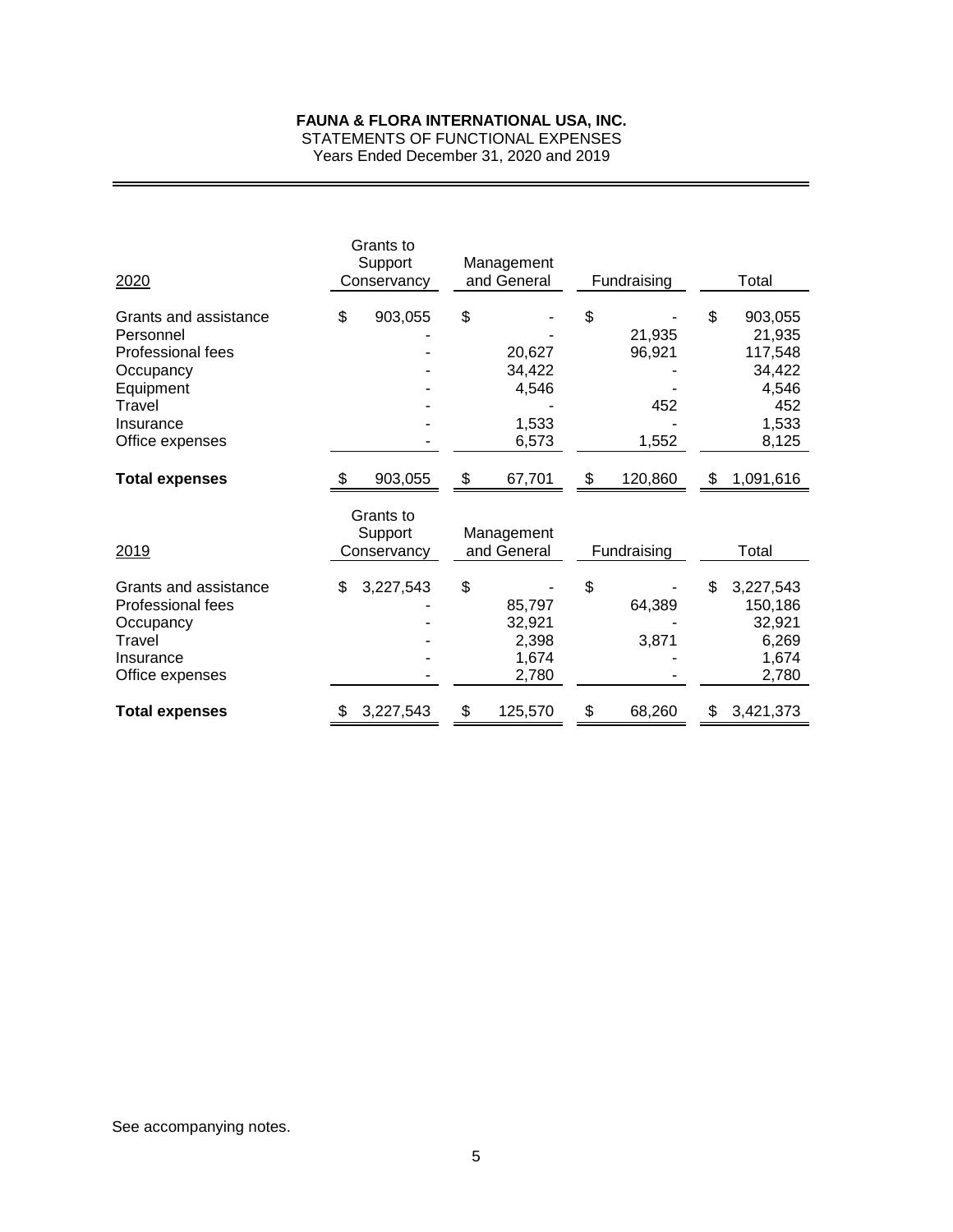# FAUNA & FLORA INTERNATIONAL USA, INC.

STATEMENTS OF FUNCTIONAL EXPENSES

Years Ended December 31, 2020 and 2019

| 2020 | Grants to Support Conservancy | Management and General | Fundraising | Total |
|---|---|---|---|---|
| Grants and assistance | $ 903,055 | $ - | $ - | $ 903,055 |
| Personnel | - | - | 21,935 | 21,935 |
| Professional fees | - | 20,627 | 96,921 | 117,548 |
| Occupancy | - | 34,422 | - | 34,422 |
| Equipment | - | 4,546 | - | 4,546 |
| Travel | - | - | 452 | 452 |
| Insurance | - | 1,533 | - | 1,533 |
| Office expenses | - | 6,573 | 1,552 | 8,125 |
| **Total expenses** | $ 903,055 | $ 67,701 | $ 120,860 | $ 1,091,616 |

| 2019 | Grants to Support Conservancy | Management and General | Fundraising | Total |
|---|---|---|---|---|
| Grants and assistance | $ 3,227,543 | $ - | $ - | $ 3,227,543 |
| Professional fees | - | 85,797 | 64,389 | 150,186 |
| Occupancy | - | 32,921 | - | 32,921 |
| Travel | - | 2,398 | 3,871 | 6,269 |
| Insurance | - | 1,674 | - | 1,674 |
| Office expenses | - | 2,780 | - | 2,780 |
| **Total expenses** | $ 3,227,543 | $ 125,570 | $ 68,260 | $ 3,421,373 |

See accompanying notes.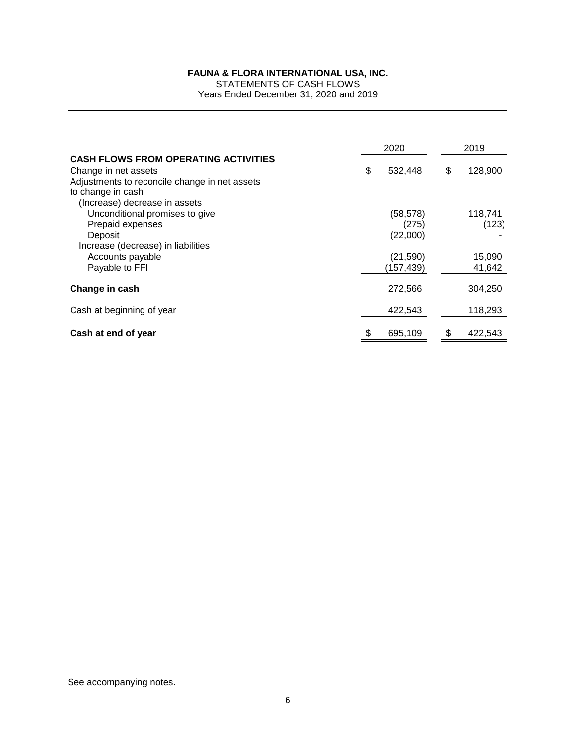**FAUNA & FLORA INTERNATIONAL USA, INC.**
STATEMENTS OF CASH FLOWS
Years Ended December 31, 2020 and 2019

| | 2020 | 2019 |
|---|---|---|
| **CASH FLOWS FROM OPERATING ACTIVITIES** | | |
| Change in net assets | $ 532,448 | $ 128,900 |
| Adjustments to reconcile change in net assets to change in cash | | |
| (Increase) decrease in assets | | |
| Unconditional promises to give | (58,578) | 118,741 |
| Prepaid expenses | (275) | (123) |
| Deposit | (22,000) | - |
| Increase (decrease) in liabilities | | |
| Accounts payable | (21,590) | 15,090 |
| Payable to FFI | (157,439) | 41,642 |
| **Change in cash** | 272,566 | 304,250 |
| Cash at beginning of year | 422,543 | 118,293 |
| **Cash at end of year** | $ 695,109 | $ 422,543 |

See accompanying notes.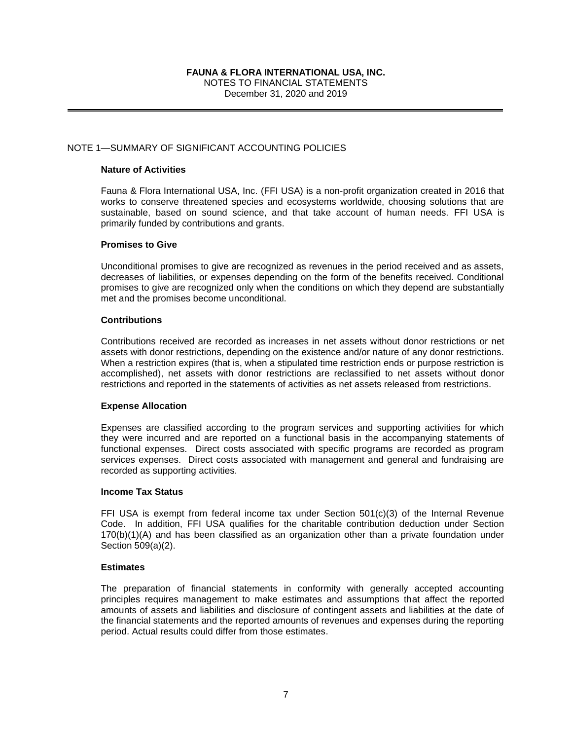**FAUNA & FLORA INTERNATIONAL USA, INC.**
NOTES TO FINANCIAL STATEMENTS
December 31, 2020 and 2019

## NOTE 1—SUMMARY OF SIGNIFICANT ACCOUNTING POLICIES

### Nature of Activities

Fauna & Flora International USA, Inc. (FFI USA) is a non-profit organization created in 2016 that works to conserve threatened species and ecosystems worldwide, choosing solutions that are sustainable, based on sound science, and that take account of human needs. FFI USA is primarily funded by contributions and grants.

### Promises to Give

Unconditional promises to give are recognized as revenues in the period received and as assets, decreases of liabilities, or expenses depending on the form of the benefits received. Conditional promises to give are recognized only when the conditions on which they depend are substantially met and the promises become unconditional.

### Contributions

Contributions received are recorded as increases in net assets without donor restrictions or net assets with donor restrictions, depending on the existence and/or nature of any donor restrictions. When a restriction expires (that is, when a stipulated time restriction ends or purpose restriction is accomplished), net assets with donor restrictions are reclassified to net assets without donor restrictions and reported in the statements of activities as net assets released from restrictions.

### Expense Allocation

Expenses are classified according to the program services and supporting activities for which they were incurred and are reported on a functional basis in the accompanying statements of functional expenses. Direct costs associated with specific programs are recorded as program services expenses. Direct costs associated with management and general and fundraising are recorded as supporting activities.

### Income Tax Status

FFI USA is exempt from federal income tax under Section 501(c)(3) of the Internal Revenue Code. In addition, FFI USA qualifies for the charitable contribution deduction under Section 170(b)(1)(A) and has been classified as an organization other than a private foundation under Section 509(a)(2).

### Estimates

The preparation of financial statements in conformity with generally accepted accounting principles requires management to make estimates and assumptions that affect the reported amounts of assets and liabilities and disclosure of contingent assets and liabilities at the date of the financial statements and the reported amounts of revenues and expenses during the reporting period. Actual results could differ from those estimates.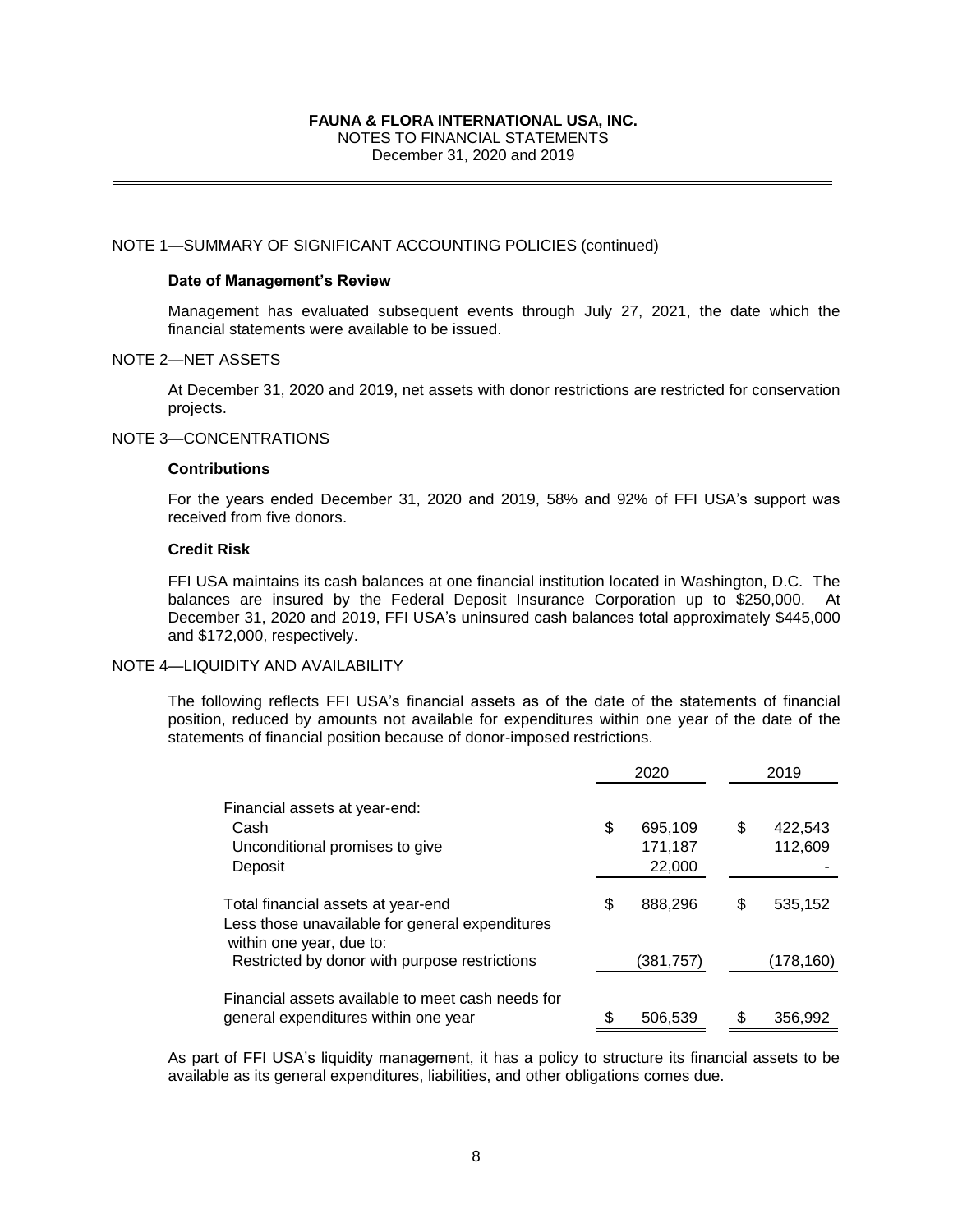**FAUNA & FLORA INTERNATIONAL USA, INC.**
NOTES TO FINANCIAL STATEMENTS
December 31, 2020 and 2019

NOTE 1—SUMMARY OF SIGNIFICANT ACCOUNTING POLICIES (continued)

**Date of Management's Review**

Management has evaluated subsequent events through July 27, 2021, the date which the financial statements were available to be issued.

NOTE 2—NET ASSETS

At December 31, 2020 and 2019, net assets with donor restrictions are restricted for conservation projects.

NOTE 3—CONCENTRATIONS

**Contributions**

For the years ended December 31, 2020 and 2019, 58% and 92% of FFI USA's support was received from five donors.

**Credit Risk**

FFI USA maintains its cash balances at one financial institution located in Washington, D.C. The balances are insured by the Federal Deposit Insurance Corporation up to $250,000. At December 31, 2020 and 2019, FFI USA's uninsured cash balances total approximately $445,000 and $172,000, respectively.

NOTE 4—LIQUIDITY AND AVAILABILITY

The following reflects FFI USA's financial assets as of the date of the statements of financial position, reduced by amounts not available for expenditures within one year of the date of the statements of financial position because of donor-imposed restrictions.

| | 2020 | 2019 |
|---|---|---|
| Financial assets at year-end: | | |
| Cash | $ 695,109 | $ 422,543 |
| Unconditional promises to give | 171,187 | 112,609 |
| Deposit | 22,000 | - |
| Total financial assets at year-end | $ 888,296 | $ 535,152 |
| Less those unavailable for general expenditures within one year, due to: | | |
| Restricted by donor with purpose restrictions | (381,757) | (178,160) |
| Financial assets available to meet cash needs for general expenditures within one year | $ 506,539 | $ 356,992 |

As part of FFI USA's liquidity management, it has a policy to structure its financial assets to be available as its general expenditures, liabilities, and other obligations comes due.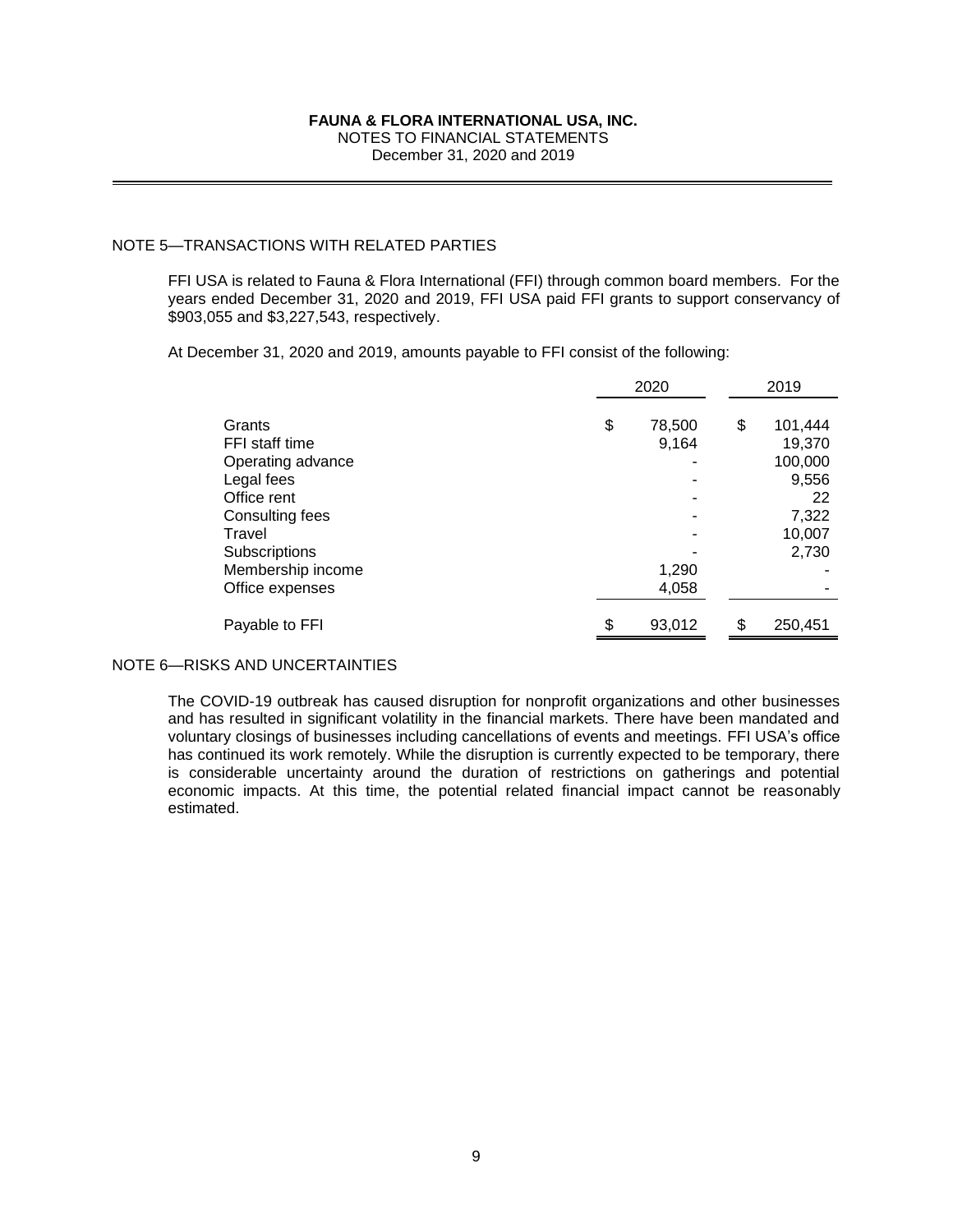## NOTE 5—TRANSACTIONS WITH RELATED PARTIES

FFI USA is related to Fauna & Flora International (FFI) through common board members. For the years ended December 31, 2020 and 2019, FFI USA paid FFI grants to support conservancy of $903,055 and $3,227,543, respectively.

At December 31, 2020 and 2019, amounts payable to FFI consist of the following:

| | 2020 | 2019 |
|---|---|---|
| Grants | $ 78,500 | $ 101,444 |
| FFI staff time | 9,164 | 19,370 |
| Operating advance | - | 100,000 |
| Legal fees | - | 9,556 |
| Office rent | - | 22 |
| Consulting fees | - | 7,322 |
| Travel | - | 10,007 |
| Subscriptions | - | 2,730 |
| Membership income | 1,290 | - |
| Office expenses | 4,058 | - |
| Payable to FFI | $ 93,012 | $ 250,451 |

## NOTE 6—RISKS AND UNCERTAINTIES

The COVID-19 outbreak has caused disruption for nonprofit organizations and other businesses and has resulted in significant volatility in the financial markets. There have been mandated and voluntary closings of businesses including cancellations of events and meetings. FFI USA's office has continued its work remotely. While the disruption is currently expected to be temporary, there is considerable uncertainty around the duration of restrictions on gatherings and potential economic impacts. At this time, the potential related financial impact cannot be reasonably estimated.